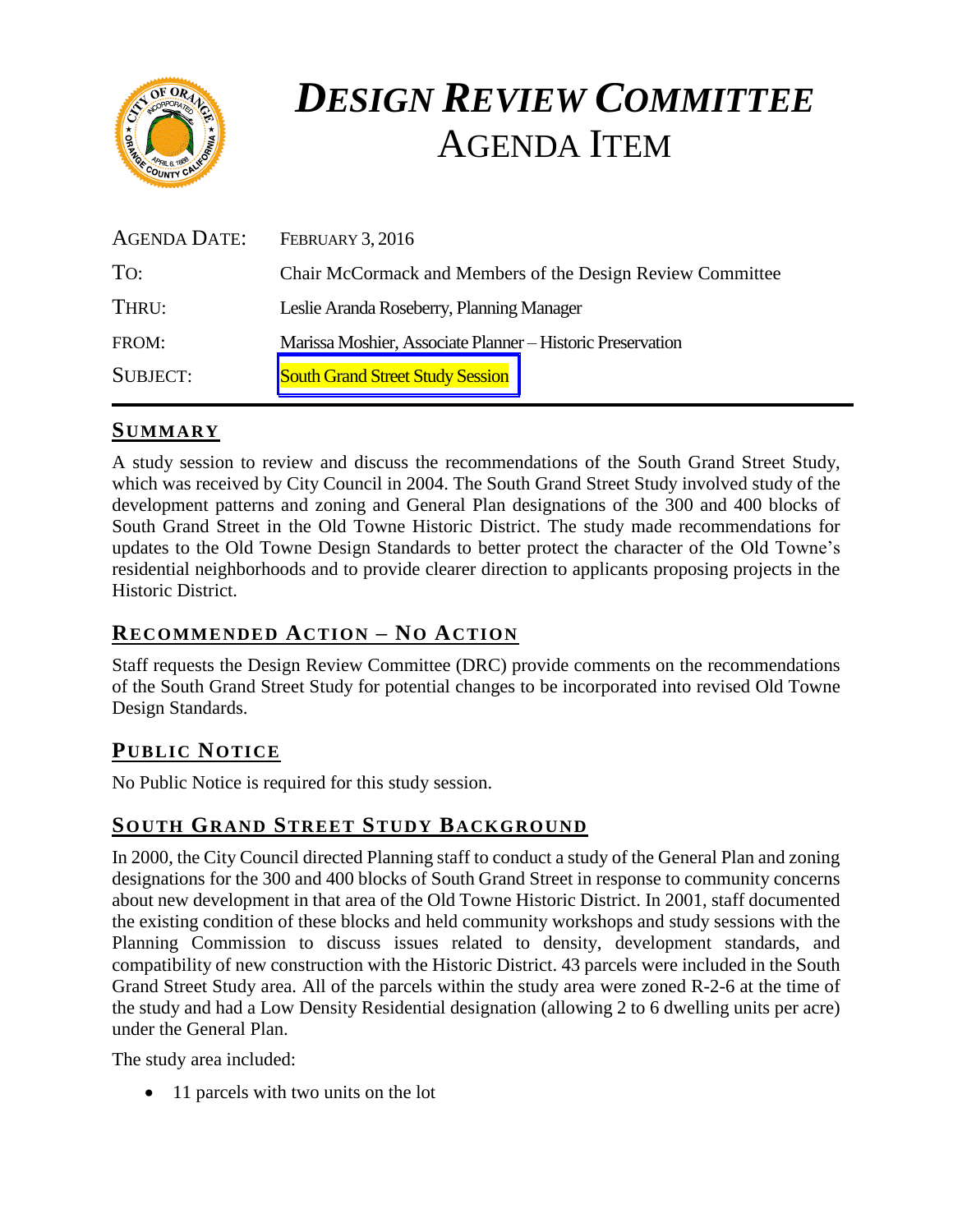# *DESIGN REVIEW COMMITTEE*
# AGENDA ITEM

| | |
|---|---|
| AGENDA DATE: | FEBRUARY 3, 2016 |
| TO: | Chair McCormack and Members of the Design Review Committee |
| THRU: | Leslie Aranda Roseberry, Planning Manager |
| FROM: | Marissa Moshier, Associate Planner – Historic Preservation |
| SUBJECT: | South Grand Street Study Session |

## SUMMARY

A study session to review and discuss the recommendations of the South Grand Street Study, which was received by City Council in 2004. The South Grand Street Study involved study of the development patterns and zoning and General Plan designations of the 300 and 400 blocks of South Grand Street in the Old Towne Historic District. The study made recommendations for updates to the Old Towne Design Standards to better protect the character of the Old Towne's residential neighborhoods and to provide clearer direction to applicants proposing projects in the Historic District.

## RECOMMENDED ACTION – NO ACTION

Staff requests the Design Review Committee (DRC) provide comments on the recommendations of the South Grand Street Study for potential changes to be incorporated into revised Old Towne Design Standards.

## PUBLIC NOTICE

No Public Notice is required for this study session.

## SOUTH GRAND STREET STUDY BACKGROUND

In 2000, the City Council directed Planning staff to conduct a study of the General Plan and zoning designations for the 300 and 400 blocks of South Grand Street in response to community concerns about new development in that area of the Old Towne Historic District. In 2001, staff documented the existing condition of these blocks and held community workshops and study sessions with the Planning Commission to discuss issues related to density, development standards, and compatibility of new construction with the Historic District. 43 parcels were included in the South Grand Street Study area. All of the parcels within the study area were zoned R-2-6 at the time of the study and had a Low Density Residential designation (allowing 2 to 6 dwelling units per acre) under the General Plan.

The study area included:

- 11 parcels with two units on the lot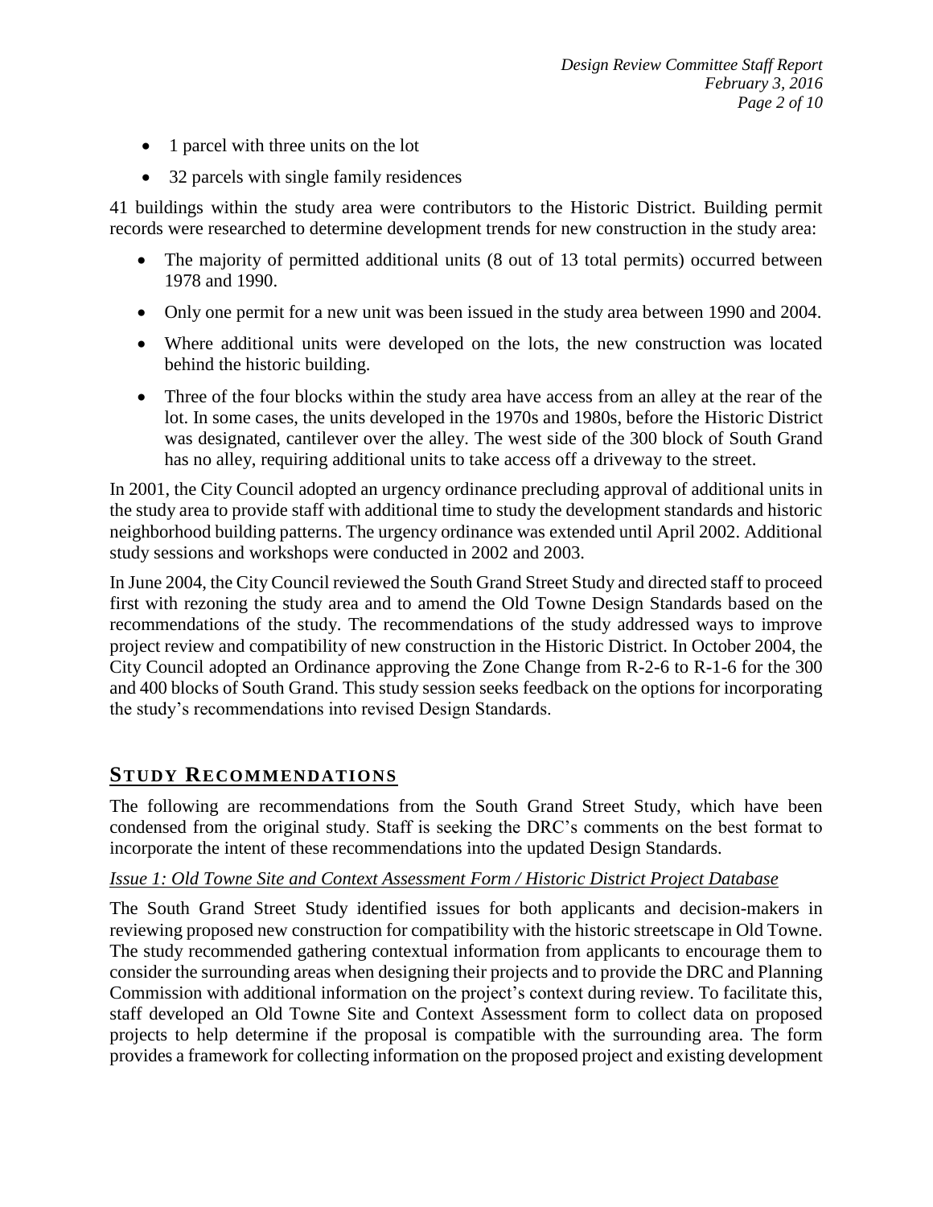- 1 parcel with three units on the lot
- 32 parcels with single family residences

41 buildings within the study area were contributors to the Historic District. Building permit records were researched to determine development trends for new construction in the study area:

- The majority of permitted additional units (8 out of 13 total permits) occurred between 1978 and 1990.
- Only one permit for a new unit was been issued in the study area between 1990 and 2004.
- Where additional units were developed on the lots, the new construction was located behind the historic building.
- Three of the four blocks within the study area have access from an alley at the rear of the lot. In some cases, the units developed in the 1970s and 1980s, before the Historic District was designated, cantilever over the alley. The west side of the 300 block of South Grand has no alley, requiring additional units to take access off a driveway to the street.

In 2001, the City Council adopted an urgency ordinance precluding approval of additional units in the study area to provide staff with additional time to study the development standards and historic neighborhood building patterns. The urgency ordinance was extended until April 2002. Additional study sessions and workshops were conducted in 2002 and 2003.

In June 2004, the City Council reviewed the South Grand Street Study and directed staff to proceed first with rezoning the study area and to amend the Old Towne Design Standards based on the recommendations of the study. The recommendations of the study addressed ways to improve project review and compatibility of new construction in the Historic District. In October 2004, the City Council adopted an Ordinance approving the Zone Change from R-2-6 to R-1-6 for the 300 and 400 blocks of South Grand. This study session seeks feedback on the options for incorporating the study's recommendations into revised Design Standards.

## STUDY RECOMMENDATIONS

The following are recommendations from the South Grand Street Study, which have been condensed from the original study. Staff is seeking the DRC's comments on the best format to incorporate the intent of these recommendations into the updated Design Standards.

*Issue 1: Old Towne Site and Context Assessment Form / Historic District Project Database*

The South Grand Street Study identified issues for both applicants and decision-makers in reviewing proposed new construction for compatibility with the historic streetscape in Old Towne. The study recommended gathering contextual information from applicants to encourage them to consider the surrounding areas when designing their projects and to provide the DRC and Planning Commission with additional information on the project's context during review. To facilitate this, staff developed an Old Towne Site and Context Assessment form to collect data on proposed projects to help determine if the proposal is compatible with the surrounding area. The form provides a framework for collecting information on the proposed project and existing development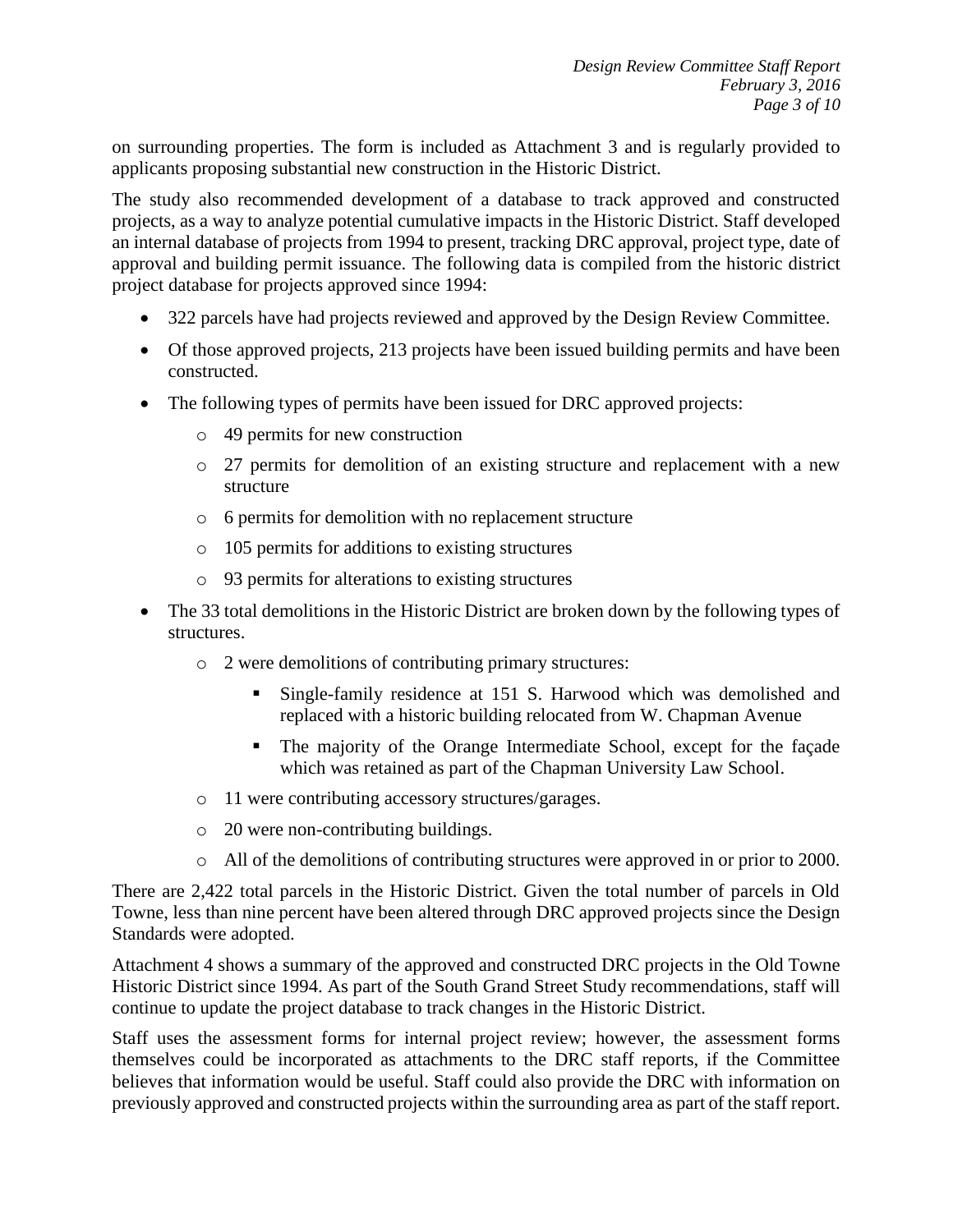on surrounding properties. The form is included as Attachment 3 and is regularly provided to applicants proposing substantial new construction in the Historic District.

The study also recommended development of a database to track approved and constructed projects, as a way to analyze potential cumulative impacts in the Historic District. Staff developed an internal database of projects from 1994 to present, tracking DRC approval, project type, date of approval and building permit issuance. The following data is compiled from the historic district project database for projects approved since 1994:

- 322 parcels have had projects reviewed and approved by the Design Review Committee.
- Of those approved projects, 213 projects have been issued building permits and have been constructed.
- The following types of permits have been issued for DRC approved projects:
  - 49 permits for new construction
  - 27 permits for demolition of an existing structure and replacement with a new structure
  - 6 permits for demolition with no replacement structure
  - 105 permits for additions to existing structures
  - 93 permits for alterations to existing structures
- The 33 total demolitions in the Historic District are broken down by the following types of structures.
  - 2 were demolitions of contributing primary structures:
    - Single-family residence at 151 S. Harwood which was demolished and replaced with a historic building relocated from W. Chapman Avenue
    - The majority of the Orange Intermediate School, except for the façade which was retained as part of the Chapman University Law School.
  - 11 were contributing accessory structures/garages.
  - 20 were non-contributing buildings.
  - All of the demolitions of contributing structures were approved in or prior to 2000.

There are 2,422 total parcels in the Historic District. Given the total number of parcels in Old Towne, less than nine percent have been altered through DRC approved projects since the Design Standards were adopted.

Attachment 4 shows a summary of the approved and constructed DRC projects in the Old Towne Historic District since 1994. As part of the South Grand Street Study recommendations, staff will continue to update the project database to track changes in the Historic District.

Staff uses the assessment forms for internal project review; however, the assessment forms themselves could be incorporated as attachments to the DRC staff reports, if the Committee believes that information would be useful. Staff could also provide the DRC with information on previously approved and constructed projects within the surrounding area as part of the staff report.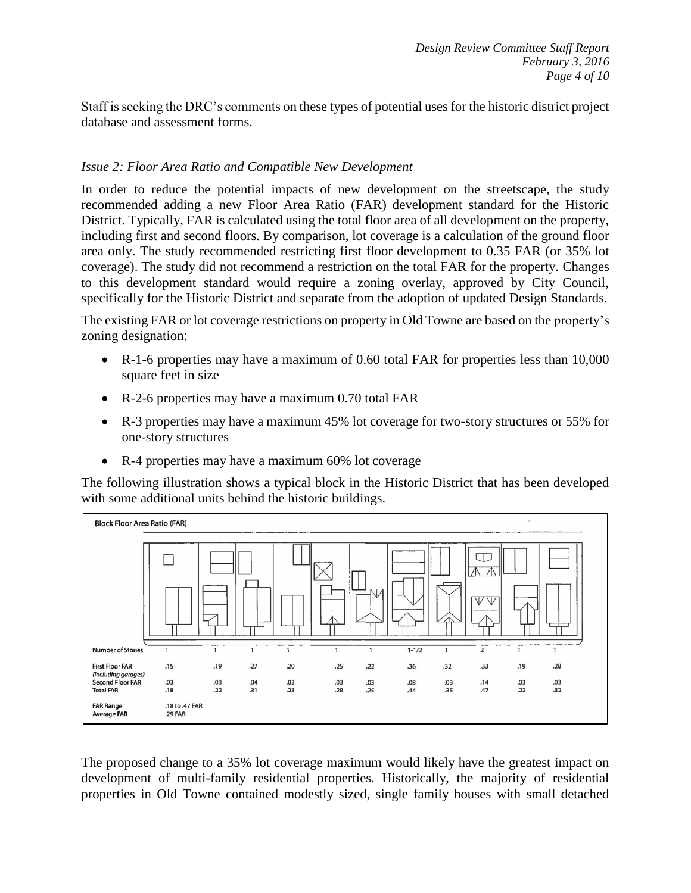Staff is seeking the DRC's comments on these types of potential uses for the historic district project database and assessment forms.

### *Issue 2: Floor Area Ratio and Compatible New Development*

In order to reduce the potential impacts of new development on the streetscape, the study recommended adding a new Floor Area Ratio (FAR) development standard for the Historic District. Typically, FAR is calculated using the total floor area of all development on the property, including first and second floors. By comparison, lot coverage is a calculation of the ground floor area only. The study recommended restricting first floor development to 0.35 FAR (or 35% lot coverage). The study did not recommend a restriction on the total FAR for the property. Changes to this development standard would require a zoning overlay, approved by City Council, specifically for the Historic District and separate from the adoption of updated Design Standards.

The existing FAR or lot coverage restrictions on property in Old Towne are based on the property's zoning designation:

- R-1-6 properties may have a maximum of 0.60 total FAR for properties less than 10,000 square feet in size
- R-2-6 properties may have a maximum 0.70 total FAR
- R-3 properties may have a maximum 45% lot coverage for two-story structures or 55% for one-story structures
- R-4 properties may have a maximum 60% lot coverage

The following illustration shows a typical block in the Historic District that has been developed with some additional units behind the historic buildings.

**Block Floor Area Ratio (FAR)**

| | | | | | | | | | | | |
|---|---|---|---|---|---|---|---|---|---|---|---|
| Number of Stories | 1 | 1 | 1 | 1 | 1 | 1 | 1-1/2 | 1 | 2 | 1 | 1 |
| First Floor FAR *(including garages)* | .15 | .19 | .27 | .20 | .25 | .22 | .36 | .32 | .33 | .19 | .28 |
| Second Floor FAR | .03 | .03 | .04 | .03 | .03 | .03 | .08 | .03 | .14 | .03 | .03 |
| Total FAR | .18 | .22 | .31 | .23 | .28 | .25 | .44 | .35 | .47 | .22 | .32 |
| FAR Range | .18 to .47 FAR | | | | | | | | | | |
| Average FAR | .29 FAR | | | | | | | | | | |

The proposed change to a 35% lot coverage maximum would likely have the greatest impact on development of multi-family residential properties. Historically, the majority of residential properties in Old Towne contained modestly sized, single family houses with small detached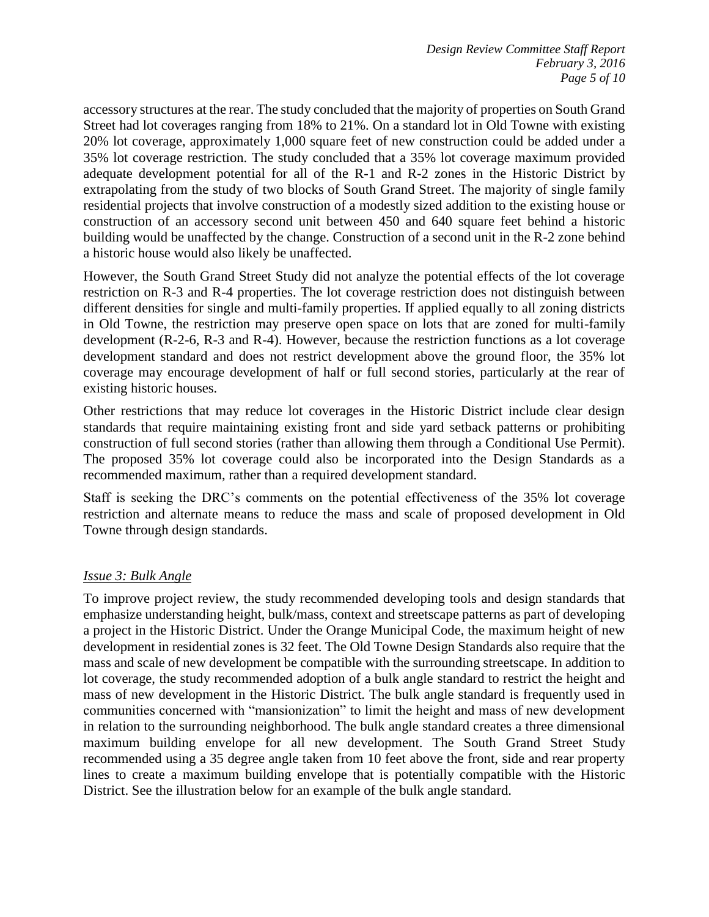accessory structures at the rear. The study concluded that the majority of properties on South Grand Street had lot coverages ranging from 18% to 21%. On a standard lot in Old Towne with existing 20% lot coverage, approximately 1,000 square feet of new construction could be added under a 35% lot coverage restriction. The study concluded that a 35% lot coverage maximum provided adequate development potential for all of the R-1 and R-2 zones in the Historic District by extrapolating from the study of two blocks of South Grand Street. The majority of single family residential projects that involve construction of a modestly sized addition to the existing house or construction of an accessory second unit between 450 and 640 square feet behind a historic building would be unaffected by the change. Construction of a second unit in the R-2 zone behind a historic house would also likely be unaffected.

However, the South Grand Street Study did not analyze the potential effects of the lot coverage restriction on R-3 and R-4 properties. The lot coverage restriction does not distinguish between different densities for single and multi-family properties. If applied equally to all zoning districts in Old Towne, the restriction may preserve open space on lots that are zoned for multi-family development (R-2-6, R-3 and R-4). However, because the restriction functions as a lot coverage development standard and does not restrict development above the ground floor, the 35% lot coverage may encourage development of half or full second stories, particularly at the rear of existing historic houses.

Other restrictions that may reduce lot coverages in the Historic District include clear design standards that require maintaining existing front and side yard setback patterns or prohibiting construction of full second stories (rather than allowing them through a Conditional Use Permit). The proposed 35% lot coverage could also be incorporated into the Design Standards as a recommended maximum, rather than a required development standard.

Staff is seeking the DRC's comments on the potential effectiveness of the 35% lot coverage restriction and alternate means to reduce the mass and scale of proposed development in Old Towne through design standards.

*Issue 3: Bulk Angle*

To improve project review, the study recommended developing tools and design standards that emphasize understanding height, bulk/mass, context and streetscape patterns as part of developing a project in the Historic District. Under the Orange Municipal Code, the maximum height of new development in residential zones is 32 feet. The Old Towne Design Standards also require that the mass and scale of new development be compatible with the surrounding streetscape. In addition to lot coverage, the study recommended adoption of a bulk angle standard to restrict the height and mass of new development in the Historic District. The bulk angle standard is frequently used in communities concerned with "mansionization" to limit the height and mass of new development in relation to the surrounding neighborhood. The bulk angle standard creates a three dimensional maximum building envelope for all new development. The South Grand Street Study recommended using a 35 degree angle taken from 10 feet above the front, side and rear property lines to create a maximum building envelope that is potentially compatible with the Historic District. See the illustration below for an example of the bulk angle standard.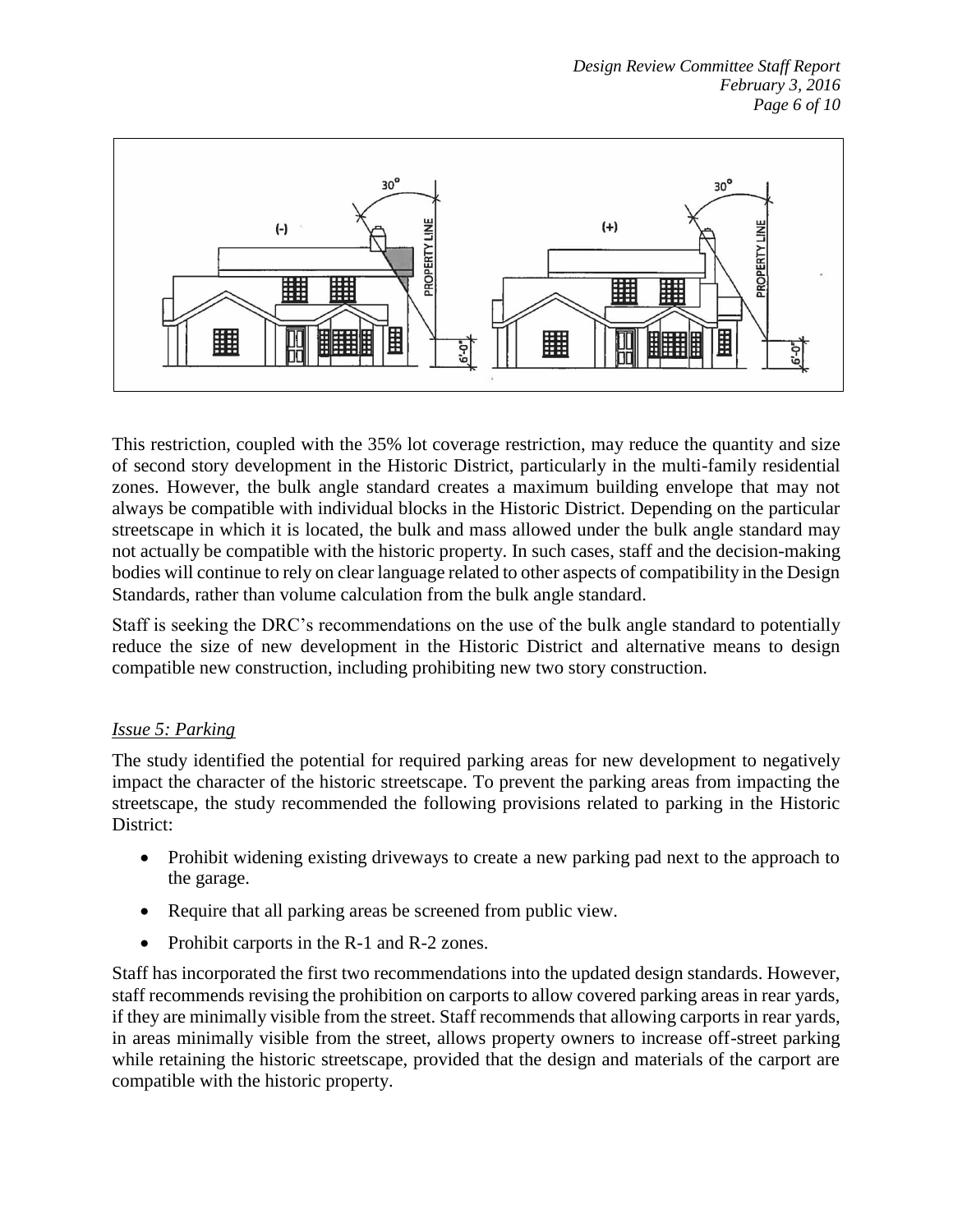This restriction, coupled with the 35% lot coverage restriction, may reduce the quantity and size of second story development in the Historic District, particularly in the multi-family residential zones. However, the bulk angle standard creates a maximum building envelope that may not always be compatible with individual blocks in the Historic District. Depending on the particular streetscape in which it is located, the bulk and mass allowed under the bulk angle standard may not actually be compatible with the historic property. In such cases, staff and the decision-making bodies will continue to rely on clear language related to other aspects of compatibility in the Design Standards, rather than volume calculation from the bulk angle standard.

Staff is seeking the DRC's recommendations on the use of the bulk angle standard to potentially reduce the size of new development in the Historic District and alternative means to design compatible new construction, including prohibiting new two story construction.

### *Issue 5: Parking*

The study identified the potential for required parking areas for new development to negatively impact the character of the historic streetscape. To prevent the parking areas from impacting the streetscape, the study recommended the following provisions related to parking in the Historic District:

- Prohibit widening existing driveways to create a new parking pad next to the approach to the garage.
- Require that all parking areas be screened from public view.
- Prohibit carports in the R-1 and R-2 zones.

Staff has incorporated the first two recommendations into the updated design standards. However, staff recommends revising the prohibition on carports to allow covered parking areas in rear yards, if they are minimally visible from the street. Staff recommends that allowing carports in rear yards, in areas minimally visible from the street, allows property owners to increase off-street parking while retaining the historic streetscape, provided that the design and materials of the carport are compatible with the historic property.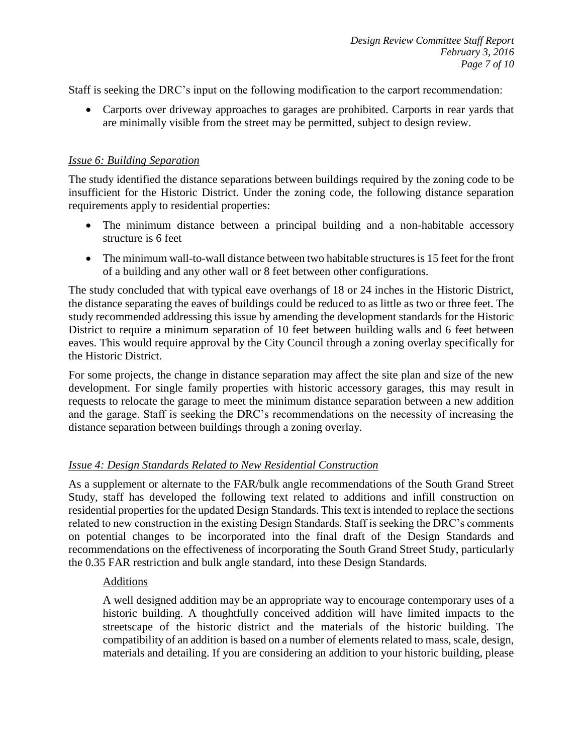Staff is seeking the DRC's input on the following modification to the carport recommendation:

- Carports over driveway approaches to garages are prohibited. Carports in rear yards that are minimally visible from the street may be permitted, subject to design review.

### *Issue 6: Building Separation*

The study identified the distance separations between buildings required by the zoning code to be insufficient for the Historic District. Under the zoning code, the following distance separation requirements apply to residential properties:

- The minimum distance between a principal building and a non-habitable accessory structure is 6 feet
- The minimum wall-to-wall distance between two habitable structures is 15 feet for the front of a building and any other wall or 8 feet between other configurations.

The study concluded that with typical eave overhangs of 18 or 24 inches in the Historic District, the distance separating the eaves of buildings could be reduced to as little as two or three feet. The study recommended addressing this issue by amending the development standards for the Historic District to require a minimum separation of 10 feet between building walls and 6 feet between eaves. This would require approval by the City Council through a zoning overlay specifically for the Historic District.

For some projects, the change in distance separation may affect the site plan and size of the new development. For single family properties with historic accessory garages, this may result in requests to relocate the garage to meet the minimum distance separation between a new addition and the garage. Staff is seeking the DRC's recommendations on the necessity of increasing the distance separation between buildings through a zoning overlay.

### *Issue 4: Design Standards Related to New Residential Construction*

As a supplement or alternate to the FAR/bulk angle recommendations of the South Grand Street Study, staff has developed the following text related to additions and infill construction on residential properties for the updated Design Standards. This text is intended to replace the sections related to new construction in the existing Design Standards. Staff is seeking the DRC's comments on potential changes to be incorporated into the final draft of the Design Standards and recommendations on the effectiveness of incorporating the South Grand Street Study, particularly the 0.35 FAR restriction and bulk angle standard, into these Design Standards.

#### Additions

A well designed addition may be an appropriate way to encourage contemporary uses of a historic building. A thoughtfully conceived addition will have limited impacts to the streetscape of the historic district and the materials of the historic building. The compatibility of an addition is based on a number of elements related to mass, scale, design, materials and detailing. If you are considering an addition to your historic building, please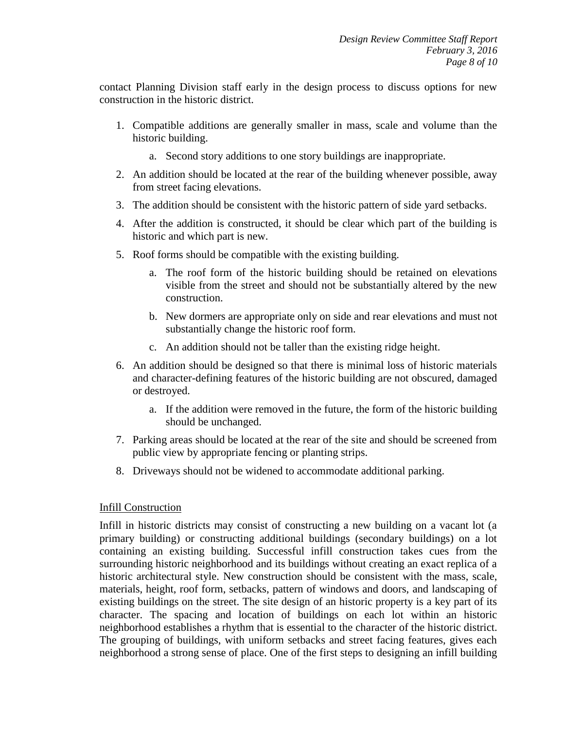contact Planning Division staff early in the design process to discuss options for new construction in the historic district.

1. Compatible additions are generally smaller in mass, scale and volume than the historic building.
   a. Second story additions to one story buildings are inappropriate.
2. An addition should be located at the rear of the building whenever possible, away from street facing elevations.
3. The addition should be consistent with the historic pattern of side yard setbacks.
4. After the addition is constructed, it should be clear which part of the building is historic and which part is new.
5. Roof forms should be compatible with the existing building.
   a. The roof form of the historic building should be retained on elevations visible from the street and should not be substantially altered by the new construction.
   b. New dormers are appropriate only on side and rear elevations and must not substantially change the historic roof form.
   c. An addition should not be taller than the existing ridge height.
6. An addition should be designed so that there is minimal loss of historic materials and character-defining features of the historic building are not obscured, damaged or destroyed.
   a. If the addition were removed in the future, the form of the historic building should be unchanged.
7. Parking areas should be located at the rear of the site and should be screened from public view by appropriate fencing or planting strips.
8. Driveways should not be widened to accommodate additional parking.

<u>Infill Construction</u>

Infill in historic districts may consist of constructing a new building on a vacant lot (a primary building) or constructing additional buildings (secondary buildings) on a lot containing an existing building. Successful infill construction takes cues from the surrounding historic neighborhood and its buildings without creating an exact replica of a historic architectural style. New construction should be consistent with the mass, scale, materials, height, roof form, setbacks, pattern of windows and doors, and landscaping of existing buildings on the street. The site design of an historic property is a key part of its character. The spacing and location of buildings on each lot within an historic neighborhood establishes a rhythm that is essential to the character of the historic district. The grouping of buildings, with uniform setbacks and street facing features, gives each neighborhood a strong sense of place. One of the first steps to designing an infill building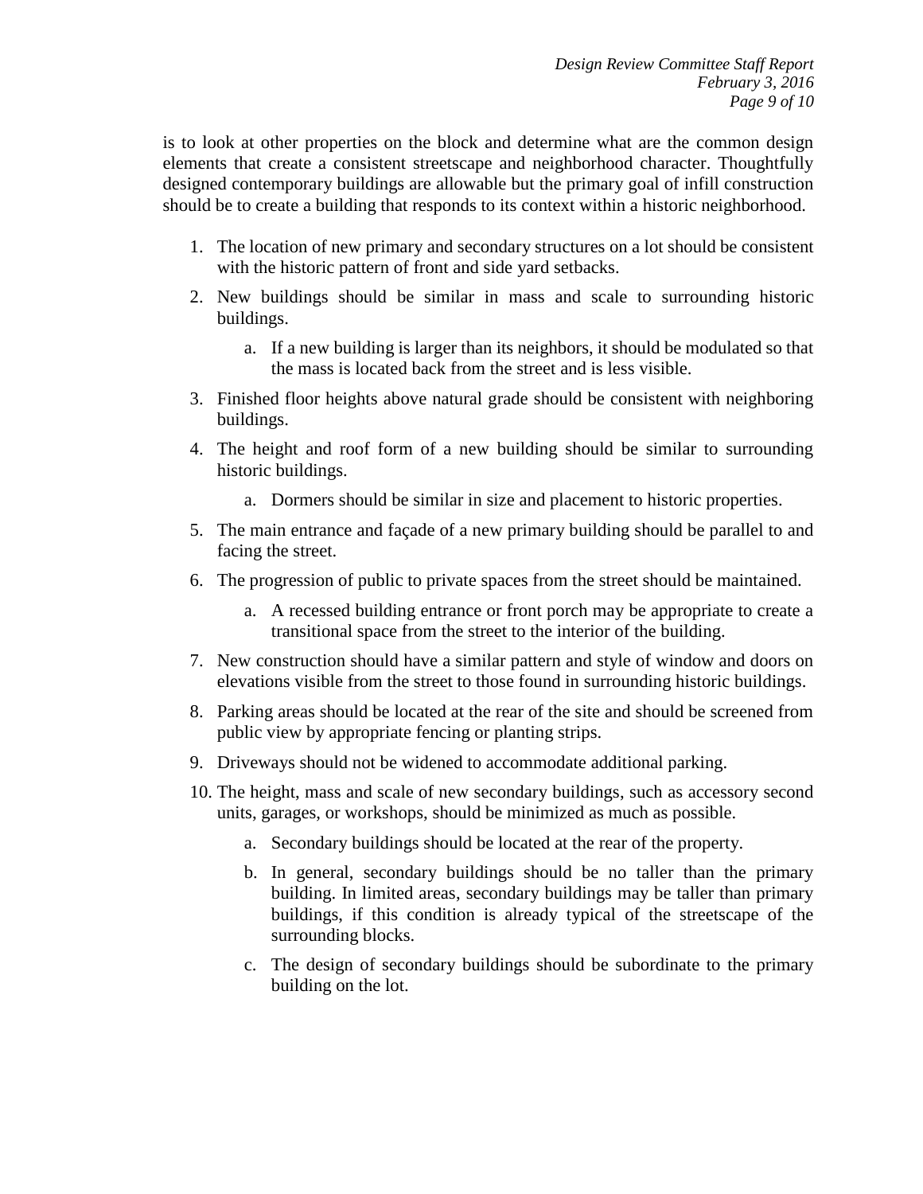is to look at other properties on the block and determine what are the common design elements that create a consistent streetscape and neighborhood character. Thoughtfully designed contemporary buildings are allowable but the primary goal of infill construction should be to create a building that responds to its context within a historic neighborhood.

1. The location of new primary and secondary structures on a lot should be consistent with the historic pattern of front and side yard setbacks.
2. New buildings should be similar in mass and scale to surrounding historic buildings.
   a. If a new building is larger than its neighbors, it should be modulated so that the mass is located back from the street and is less visible.
3. Finished floor heights above natural grade should be consistent with neighboring buildings.
4. The height and roof form of a new building should be similar to surrounding historic buildings.
   a. Dormers should be similar in size and placement to historic properties.
5. The main entrance and façade of a new primary building should be parallel to and facing the street.
6. The progression of public to private spaces from the street should be maintained.
   a. A recessed building entrance or front porch may be appropriate to create a transitional space from the street to the interior of the building.
7. New construction should have a similar pattern and style of window and doors on elevations visible from the street to those found in surrounding historic buildings.
8. Parking areas should be located at the rear of the site and should be screened from public view by appropriate fencing or planting strips.
9. Driveways should not be widened to accommodate additional parking.
10. The height, mass and scale of new secondary buildings, such as accessory second units, garages, or workshops, should be minimized as much as possible.
    a. Secondary buildings should be located at the rear of the property.
    b. In general, secondary buildings should be no taller than the primary building. In limited areas, secondary buildings may be taller than primary buildings, if this condition is already typical of the streetscape of the surrounding blocks.
    c. The design of secondary buildings should be subordinate to the primary building on the lot.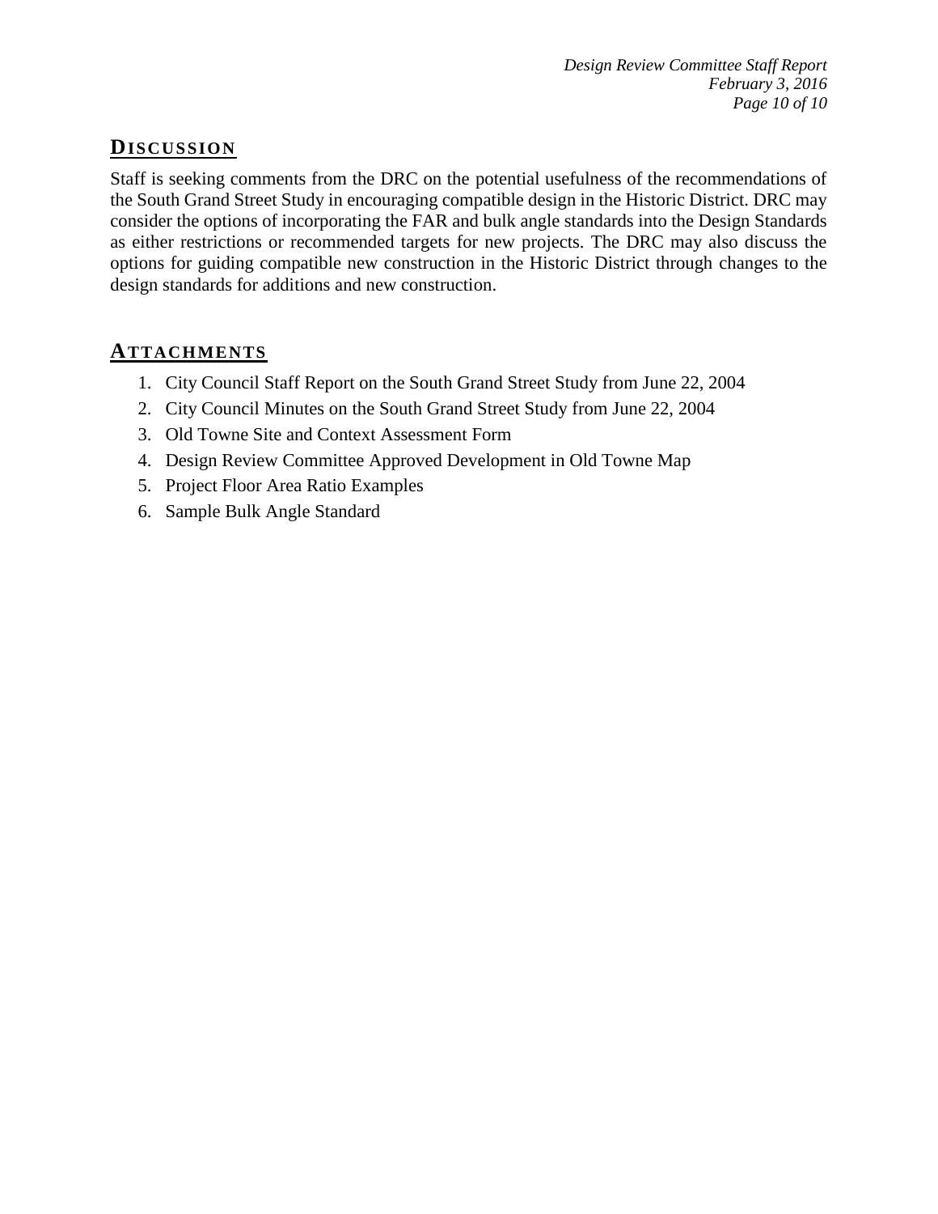## DISCUSSION

Staff is seeking comments from the DRC on the potential usefulness of the recommendations of the South Grand Street Study in encouraging compatible design in the Historic District. DRC may consider the options of incorporating the FAR and bulk angle standards into the Design Standards as either restrictions or recommended targets for new projects. The DRC may also discuss the options for guiding compatible new construction in the Historic District through changes to the design standards for additions and new construction.

## ATTACHMENTS

1. City Council Staff Report on the South Grand Street Study from June 22, 2004
2. City Council Minutes on the South Grand Street Study from June 22, 2004
3. Old Towne Site and Context Assessment Form
4. Design Review Committee Approved Development in Old Towne Map
5. Project Floor Area Ratio Examples
6. Sample Bulk Angle Standard